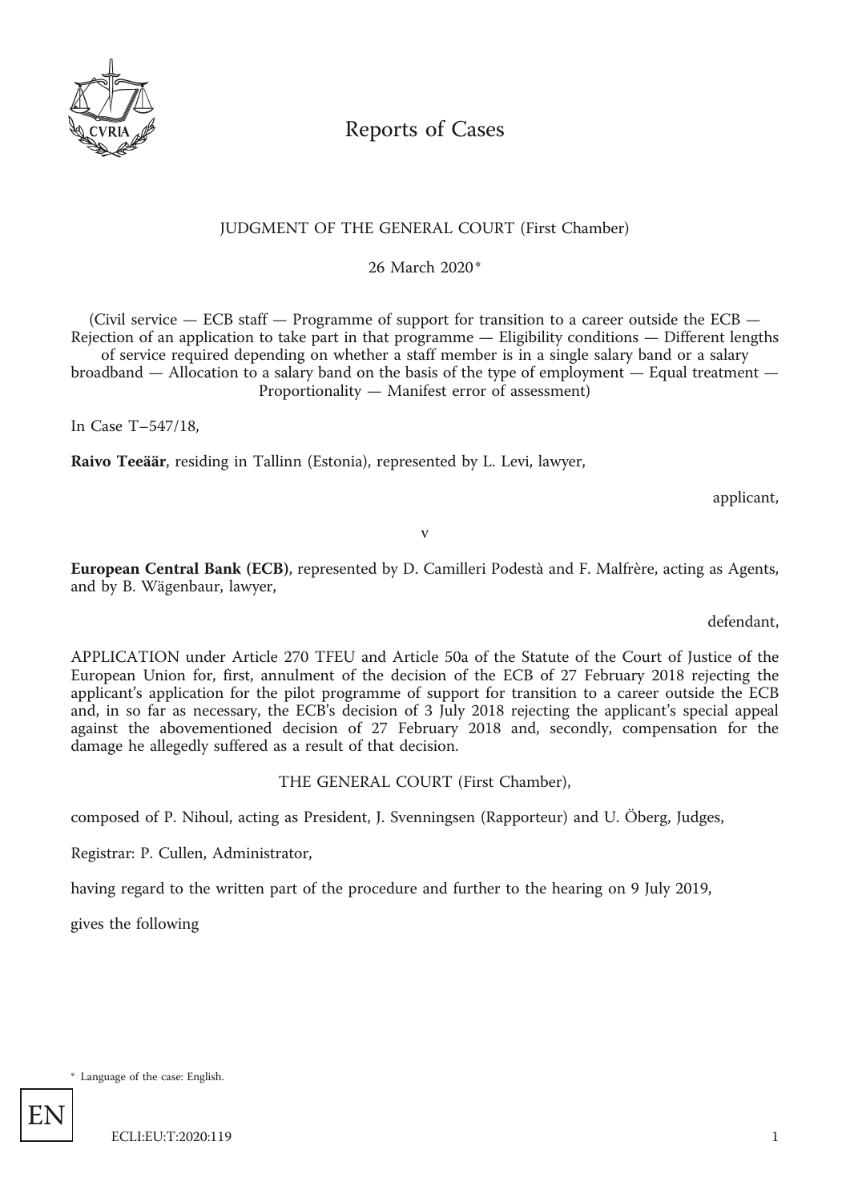# Reports of Cases

## JUDGMENT OF THE GENERAL COURT (First Chamber)

26 March 2020*

(Civil service — ECB staff — Programme of support for transition to a career outside the ECB — Rejection of an application to take part in that programme — Eligibility conditions — Different lengths of service required depending on whether a staff member is in a single salary band or a salary broadband — Allocation to a salary band on the basis of the type of employment — Equal treatment — Proportionality — Manifest error of assessment)

In Case T‑547/18,

**Raivo Teeäär**, residing in Tallinn (Estonia), represented by L. Levi, lawyer,

applicant,

v

**European Central Bank (ECB)**, represented by D. Camilleri Podestà and F. Malfrère, acting as Agents, and by B. Wägenbaur, lawyer,

defendant,

APPLICATION under Article 270 TFEU and Article 50a of the Statute of the Court of Justice of the European Union for, first, annulment of the decision of the ECB of 27 February 2018 rejecting the applicant's application for the pilot programme of support for transition to a career outside the ECB and, in so far as necessary, the ECB's decision of 3 July 2018 rejecting the applicant's special appeal against the abovementioned decision of 27 February 2018 and, secondly, compensation for the damage he allegedly suffered as a result of that decision.

THE GENERAL COURT (First Chamber),

composed of P. Nihoul, acting as President, J. Svenningsen (Rapporteur) and U. Öberg, Judges,

Registrar: P. Cullen, Administrator,

having regard to the written part of the procedure and further to the hearing on 9 July 2019,

gives the following

\* Language of the case: English.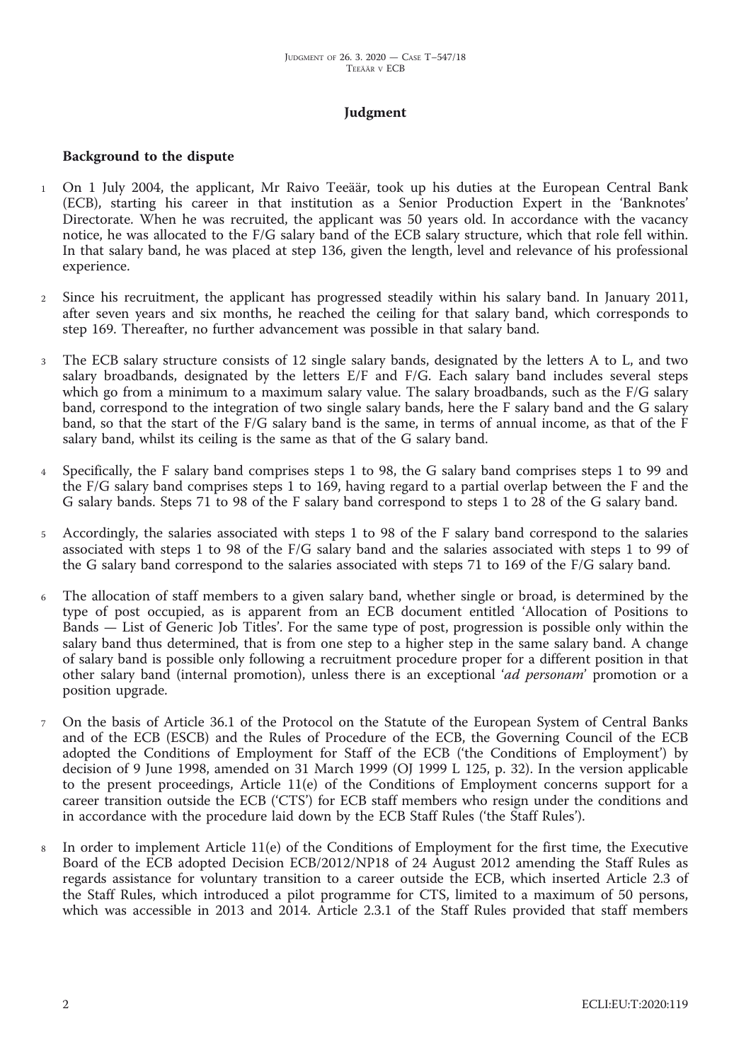## Judgment

### Background to the dispute

1 On 1 July 2004, the applicant, Mr Raivo Teeäär, took up his duties at the European Central Bank (ECB), starting his career in that institution as a Senior Production Expert in the 'Banknotes' Directorate. When he was recruited, the applicant was 50 years old. In accordance with the vacancy notice, he was allocated to the F/G salary band of the ECB salary structure, which that role fell within. In that salary band, he was placed at step 136, given the length, level and relevance of his professional experience.

2 Since his recruitment, the applicant has progressed steadily within his salary band. In January 2011, after seven years and six months, he reached the ceiling for that salary band, which corresponds to step 169. Thereafter, no further advancement was possible in that salary band.

3 The ECB salary structure consists of 12 single salary bands, designated by the letters A to L, and two salary broadbands, designated by the letters E/F and F/G. Each salary band includes several steps which go from a minimum to a maximum salary value. The salary broadbands, such as the F/G salary band, correspond to the integration of two single salary bands, here the F salary band and the G salary band, so that the start of the F/G salary band is the same, in terms of annual income, as that of the F salary band, whilst its ceiling is the same as that of the G salary band.

4 Specifically, the F salary band comprises steps 1 to 98, the G salary band comprises steps 1 to 99 and the F/G salary band comprises steps 1 to 169, having regard to a partial overlap between the F and the G salary bands. Steps 71 to 98 of the F salary band correspond to steps 1 to 28 of the G salary band.

5 Accordingly, the salaries associated with steps 1 to 98 of the F salary band correspond to the salaries associated with steps 1 to 98 of the F/G salary band and the salaries associated with steps 1 to 99 of the G salary band correspond to the salaries associated with steps 71 to 169 of the F/G salary band.

6 The allocation of staff members to a given salary band, whether single or broad, is determined by the type of post occupied, as is apparent from an ECB document entitled 'Allocation of Positions to Bands — List of Generic Job Titles'. For the same type of post, progression is possible only within the salary band thus determined, that is from one step to a higher step in the same salary band. A change of salary band is possible only following a recruitment procedure proper for a different position in that other salary band (internal promotion), unless there is an exceptional '*ad personam*' promotion or a position upgrade.

7 On the basis of Article 36.1 of the Protocol on the Statute of the European System of Central Banks and of the ECB (ESCB) and the Rules of Procedure of the ECB, the Governing Council of the ECB adopted the Conditions of Employment for Staff of the ECB ('the Conditions of Employment') by decision of 9 June 1998, amended on 31 March 1999 (OJ 1999 L 125, p. 32). In the version applicable to the present proceedings, Article 11(e) of the Conditions of Employment concerns support for a career transition outside the ECB ('CTS') for ECB staff members who resign under the conditions and in accordance with the procedure laid down by the ECB Staff Rules ('the Staff Rules').

8 In order to implement Article 11(e) of the Conditions of Employment for the first time, the Executive Board of the ECB adopted Decision ECB/2012/NP18 of 24 August 2012 amending the Staff Rules as regards assistance for voluntary transition to a career outside the ECB, which inserted Article 2.3 of the Staff Rules, which introduced a pilot programme for CTS, limited to a maximum of 50 persons, which was accessible in 2013 and 2014. Article 2.3.1 of the Staff Rules provided that staff members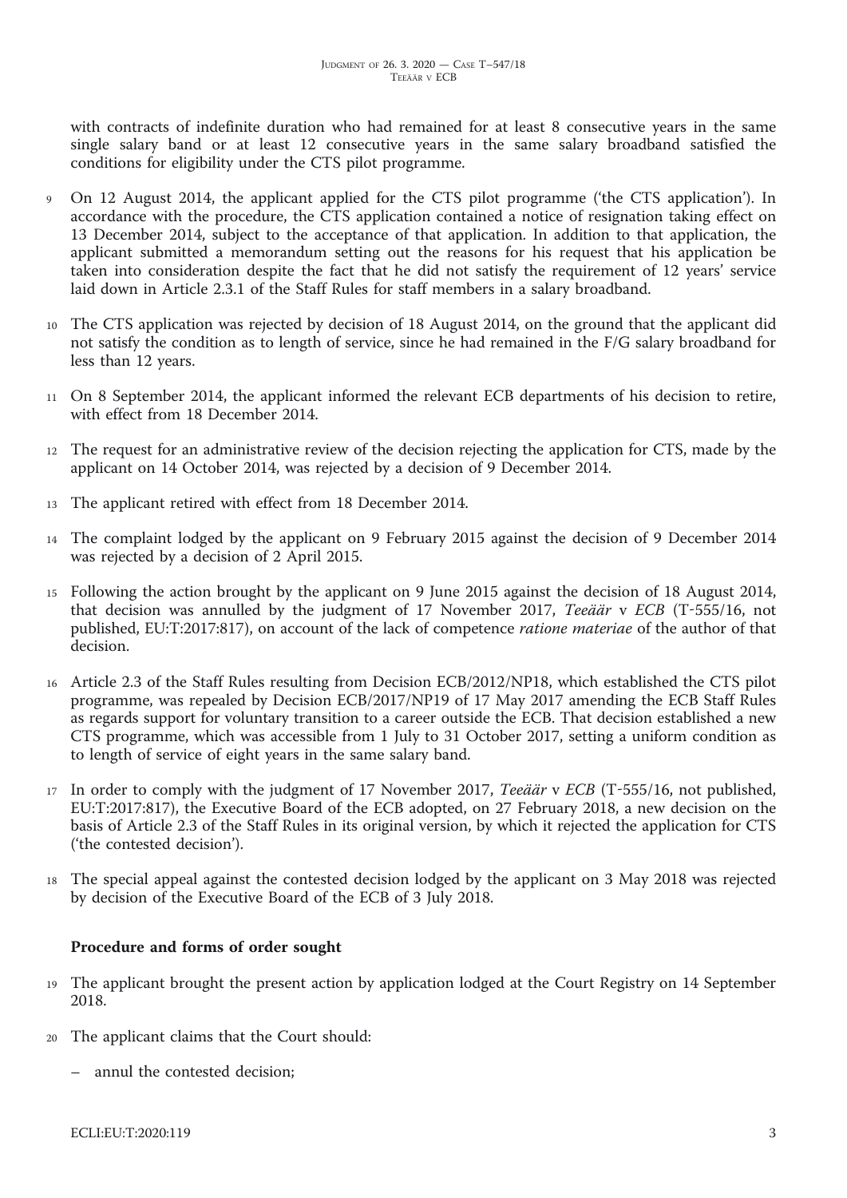with contracts of indefinite duration who had remained for at least 8 consecutive years in the same single salary band or at least 12 consecutive years in the same salary broadband satisfied the conditions for eligibility under the CTS pilot programme.

9 On 12 August 2014, the applicant applied for the CTS pilot programme ('the CTS application'). In accordance with the procedure, the CTS application contained a notice of resignation taking effect on 13 December 2014, subject to the acceptance of that application. In addition to that application, the applicant submitted a memorandum setting out the reasons for his request that his application be taken into consideration despite the fact that he did not satisfy the requirement of 12 years' service laid down in Article 2.3.1 of the Staff Rules for staff members in a salary broadband.

10 The CTS application was rejected by decision of 18 August 2014, on the ground that the applicant did not satisfy the condition as to length of service, since he had remained in the F/G salary broadband for less than 12 years.

11 On 8 September 2014, the applicant informed the relevant ECB departments of his decision to retire, with effect from 18 December 2014.

12 The request for an administrative review of the decision rejecting the application for CTS, made by the applicant on 14 October 2014, was rejected by a decision of 9 December 2014.

13 The applicant retired with effect from 18 December 2014.

14 The complaint lodged by the applicant on 9 February 2015 against the decision of 9 December 2014 was rejected by a decision of 2 April 2015.

15 Following the action brought by the applicant on 9 June 2015 against the decision of 18 August 2014, that decision was annulled by the judgment of 17 November 2017, *Teeäär* v *ECB* (T-555/16, not published, EU:T:2017:817), on account of the lack of competence *ratione materiae* of the author of that decision.

16 Article 2.3 of the Staff Rules resulting from Decision ECB/2012/NP18, which established the CTS pilot programme, was repealed by Decision ECB/2017/NP19 of 17 May 2017 amending the ECB Staff Rules as regards support for voluntary transition to a career outside the ECB. That decision established a new CTS programme, which was accessible from 1 July to 31 October 2017, setting a uniform condition as to length of service of eight years in the same salary band.

17 In order to comply with the judgment of 17 November 2017, *Teeäär* v *ECB* (T-555/16, not published, EU:T:2017:817), the Executive Board of the ECB adopted, on 27 February 2018, a new decision on the basis of Article 2.3 of the Staff Rules in its original version, by which it rejected the application for CTS ('the contested decision').

18 The special appeal against the contested decision lodged by the applicant on 3 May 2018 was rejected by decision of the Executive Board of the ECB of 3 July 2018.

## Procedure and forms of order sought

19 The applicant brought the present action by application lodged at the Court Registry on 14 September 2018.

20 The applicant claims that the Court should:

– annul the contested decision;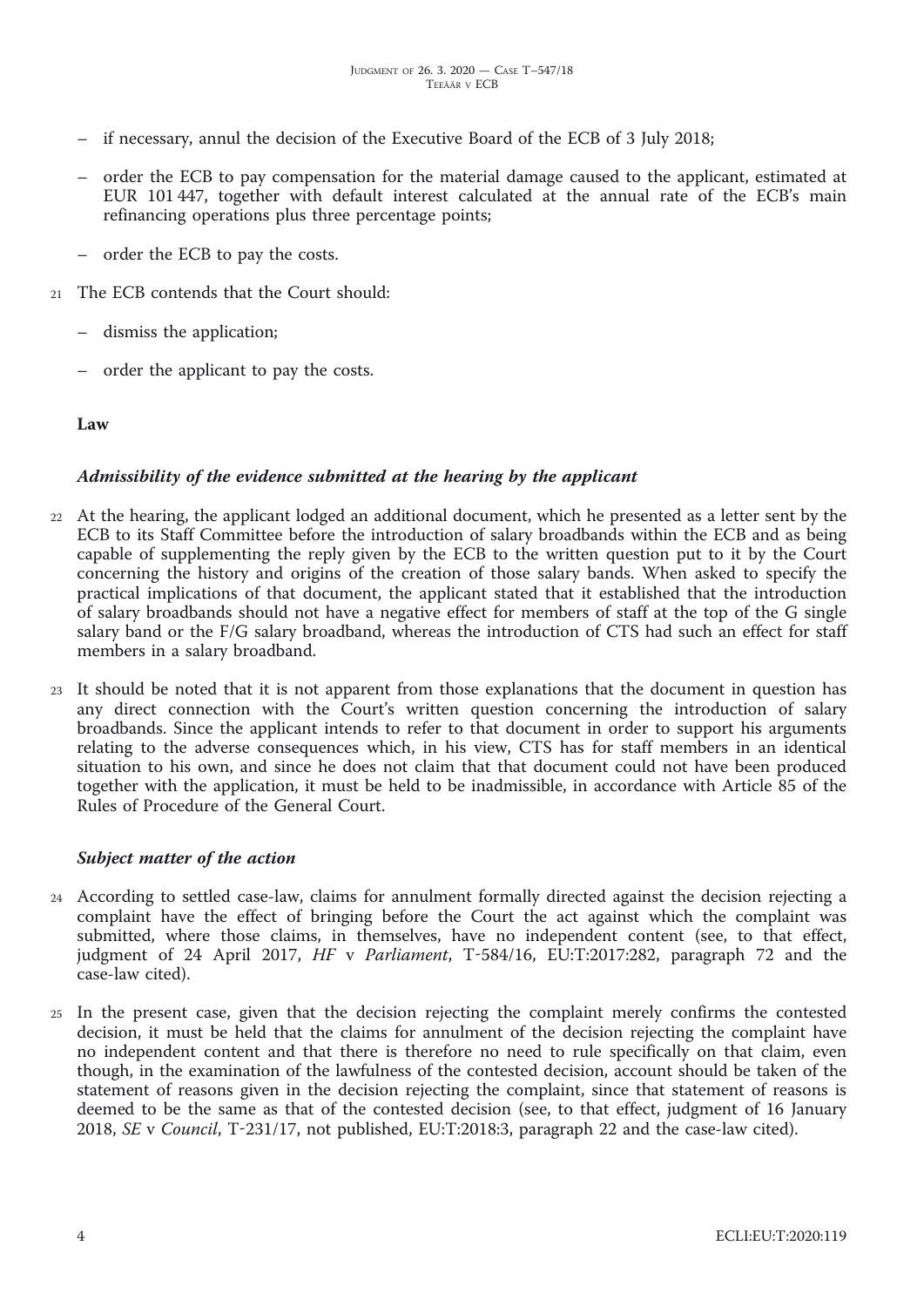- if necessary, annul the decision of the Executive Board of the ECB of 3 July 2018;
- order the ECB to pay compensation for the material damage caused to the applicant, estimated at EUR 101 447, together with default interest calculated at the annual rate of the ECB's main refinancing operations plus three percentage points;
- order the ECB to pay the costs.

21 The ECB contends that the Court should:

- dismiss the application;
- order the applicant to pay the costs.

**Law**

***Admissibility of the evidence submitted at the hearing by the applicant***

22 At the hearing, the applicant lodged an additional document, which he presented as a letter sent by the ECB to its Staff Committee before the introduction of salary broadbands within the ECB and as being capable of supplementing the reply given by the ECB to the written question put to it by the Court concerning the history and origins of the creation of those salary bands. When asked to specify the practical implications of that document, the applicant stated that it established that the introduction of salary broadbands should not have a negative effect for members of staff at the top of the G single salary band or the F/G salary broadband, whereas the introduction of CTS had such an effect for staff members in a salary broadband.

23 It should be noted that it is not apparent from those explanations that the document in question has any direct connection with the Court's written question concerning the introduction of salary broadbands. Since the applicant intends to refer to that document in order to support his arguments relating to the adverse consequences which, in his view, CTS has for staff members in an identical situation to his own, and since he does not claim that that document could not have been produced together with the application, it must be held to be inadmissible, in accordance with Article 85 of the Rules of Procedure of the General Court.

***Subject matter of the action***

24 According to settled case-law, claims for annulment formally directed against the decision rejecting a complaint have the effect of bringing before the Court the act against which the complaint was submitted, where those claims, in themselves, have no independent content (see, to that effect, judgment of 24 April 2017, *HF* v *Parliament*, T‑584/16, EU:T:2017:282, paragraph 72 and the case-law cited).

25 In the present case, given that the decision rejecting the complaint merely confirms the contested decision, it must be held that the claims for annulment of the decision rejecting the complaint have no independent content and that there is therefore no need to rule specifically on that claim, even though, in the examination of the lawfulness of the contested decision, account should be taken of the statement of reasons given in the decision rejecting the complaint, since that statement of reasons is deemed to be the same as that of the contested decision (see, to that effect, judgment of 16 January 2018, *SE* v *Council*, T‑231/17, not published, EU:T:2018:3, paragraph 22 and the case-law cited).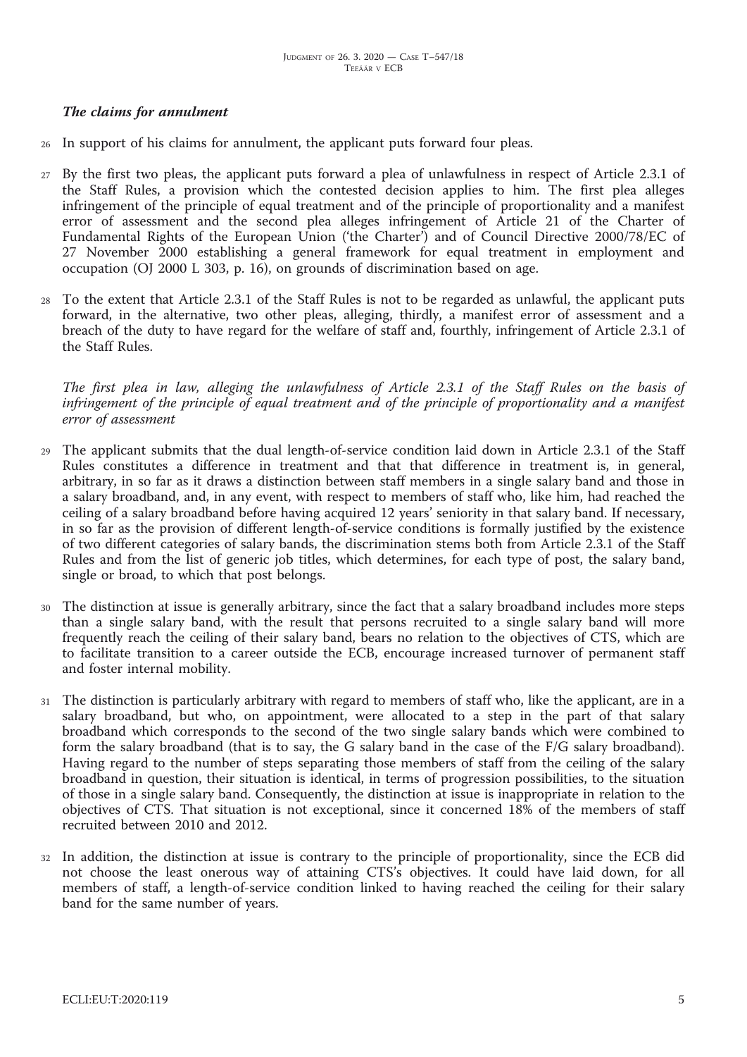### *The claims for annulment*

26 In support of his claims for annulment, the applicant puts forward four pleas.

27 By the first two pleas, the applicant puts forward a plea of unlawfulness in respect of Article 2.3.1 of the Staff Rules, a provision which the contested decision applies to him. The first plea alleges infringement of the principle of equal treatment and of the principle of proportionality and a manifest error of assessment and the second plea alleges infringement of Article 21 of the Charter of Fundamental Rights of the European Union ('the Charter') and of Council Directive 2000/78/EC of 27 November 2000 establishing a general framework for equal treatment in employment and occupation (OJ 2000 L 303, p. 16), on grounds of discrimination based on age.

28 To the extent that Article 2.3.1 of the Staff Rules is not to be regarded as unlawful, the applicant puts forward, in the alternative, two other pleas, alleging, thirdly, a manifest error of assessment and a breach of the duty to have regard for the welfare of staff and, fourthly, infringement of Article 2.3.1 of the Staff Rules.

*The first plea in law, alleging the unlawfulness of Article 2.3.1 of the Staff Rules on the basis of infringement of the principle of equal treatment and of the principle of proportionality and a manifest error of assessment*

29 The applicant submits that the dual length-of-service condition laid down in Article 2.3.1 of the Staff Rules constitutes a difference in treatment and that that difference in treatment is, in general, arbitrary, in so far as it draws a distinction between staff members in a single salary band and those in a salary broadband, and, in any event, with respect to members of staff who, like him, had reached the ceiling of a salary broadband before having acquired 12 years' seniority in that salary band. If necessary, in so far as the provision of different length-of-service conditions is formally justified by the existence of two different categories of salary bands, the discrimination stems both from Article 2.3.1 of the Staff Rules and from the list of generic job titles, which determines, for each type of post, the salary band, single or broad, to which that post belongs.

30 The distinction at issue is generally arbitrary, since the fact that a salary broadband includes more steps than a single salary band, with the result that persons recruited to a single salary band will more frequently reach the ceiling of their salary band, bears no relation to the objectives of CTS, which are to facilitate transition to a career outside the ECB, encourage increased turnover of permanent staff and foster internal mobility.

31 The distinction is particularly arbitrary with regard to members of staff who, like the applicant, are in a salary broadband, but who, on appointment, were allocated to a step in the part of that salary broadband which corresponds to the second of the two single salary bands which were combined to form the salary broadband (that is to say, the G salary band in the case of the F/G salary broadband). Having regard to the number of steps separating those members of staff from the ceiling of the salary broadband in question, their situation is identical, in terms of progression possibilities, to the situation of those in a single salary band. Consequently, the distinction at issue is inappropriate in relation to the objectives of CTS. That situation is not exceptional, since it concerned 18% of the members of staff recruited between 2010 and 2012.

32 In addition, the distinction at issue is contrary to the principle of proportionality, since the ECB did not choose the least onerous way of attaining CTS's objectives. It could have laid down, for all members of staff, a length-of-service condition linked to having reached the ceiling for their salary band for the same number of years.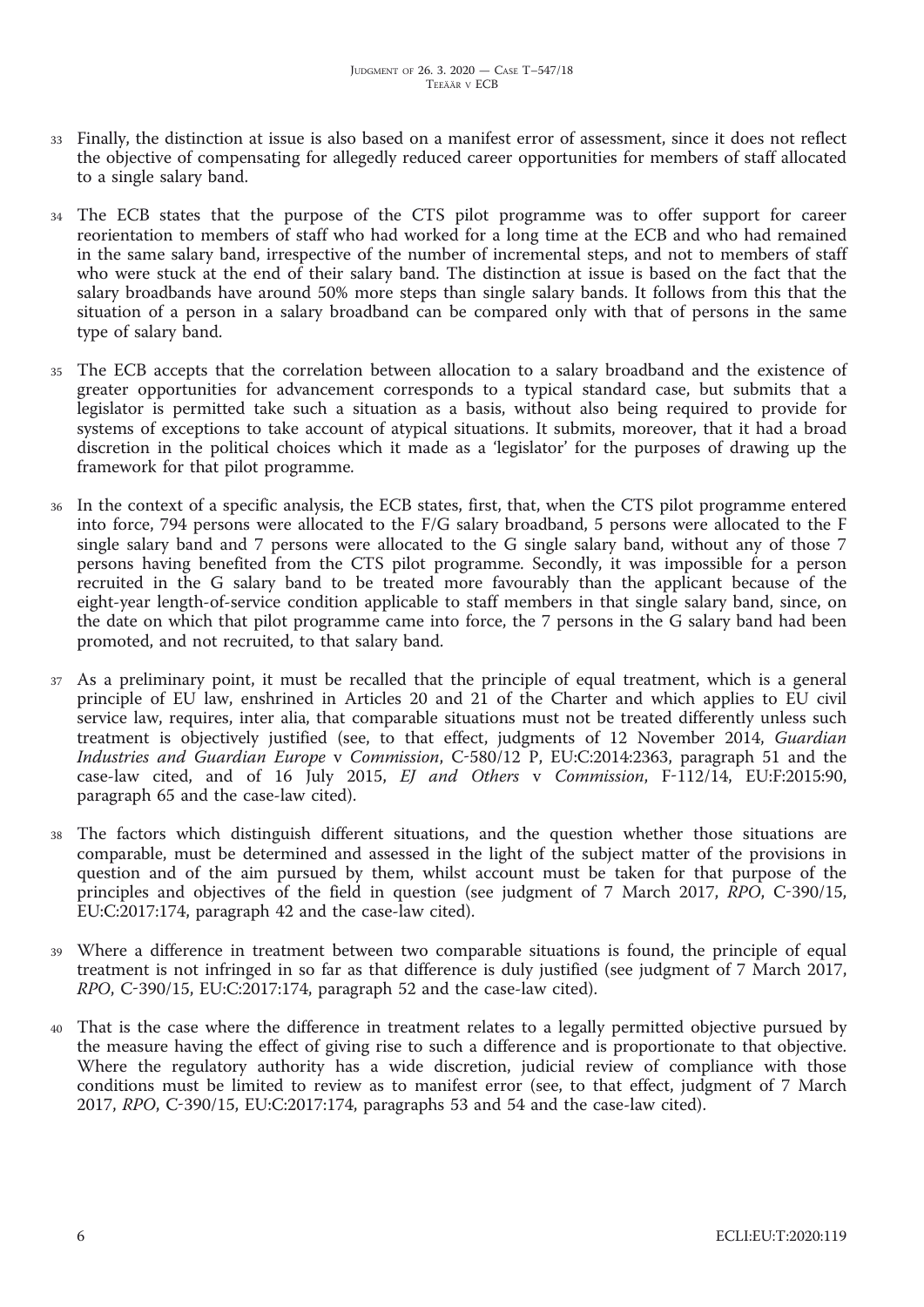33 Finally, the distinction at issue is also based on a manifest error of assessment, since it does not reflect the objective of compensating for allegedly reduced career opportunities for members of staff allocated to a single salary band.

34 The ECB states that the purpose of the CTS pilot programme was to offer support for career reorientation to members of staff who had worked for a long time at the ECB and who had remained in the same salary band, irrespective of the number of incremental steps, and not to members of staff who were stuck at the end of their salary band. The distinction at issue is based on the fact that the salary broadbands have around 50% more steps than single salary bands. It follows from this that the situation of a person in a salary broadband can be compared only with that of persons in the same type of salary band.

35 The ECB accepts that the correlation between allocation to a salary broadband and the existence of greater opportunities for advancement corresponds to a typical standard case, but submits that a legislator is permitted take such a situation as a basis, without also being required to provide for systems of exceptions to take account of atypical situations. It submits, moreover, that it had a broad discretion in the political choices which it made as a 'legislator' for the purposes of drawing up the framework for that pilot programme.

36 In the context of a specific analysis, the ECB states, first, that, when the CTS pilot programme entered into force, 794 persons were allocated to the F/G salary broadband, 5 persons were allocated to the F single salary band and 7 persons were allocated to the G single salary band, without any of those 7 persons having benefited from the CTS pilot programme. Secondly, it was impossible for a person recruited in the G salary band to be treated more favourably than the applicant because of the eight-year length-of-service condition applicable to staff members in that single salary band, since, on the date on which that pilot programme came into force, the 7 persons in the G salary band had been promoted, and not recruited, to that salary band.

37 As a preliminary point, it must be recalled that the principle of equal treatment, which is a general principle of EU law, enshrined in Articles 20 and 21 of the Charter and which applies to EU civil service law, requires, inter alia, that comparable situations must not be treated differently unless such treatment is objectively justified (see, to that effect, judgments of 12 November 2014, *Guardian Industries and Guardian Europe* v *Commission*, C‑580/12 P, EU:C:2014:2363, paragraph 51 and the case-law cited, and of 16 July 2015, *EJ and Others* v *Commission*, F‑112/14, EU:F:2015:90, paragraph 65 and the case-law cited).

38 The factors which distinguish different situations, and the question whether those situations are comparable, must be determined and assessed in the light of the subject matter of the provisions in question and of the aim pursued by them, whilst account must be taken for that purpose of the principles and objectives of the field in question (see judgment of 7 March 2017, *RPO*, C‑390/15, EU:C:2017:174, paragraph 42 and the case-law cited).

39 Where a difference in treatment between two comparable situations is found, the principle of equal treatment is not infringed in so far as that difference is duly justified (see judgment of 7 March 2017, *RPO*, C‑390/15, EU:C:2017:174, paragraph 52 and the case-law cited).

40 That is the case where the difference in treatment relates to a legally permitted objective pursued by the measure having the effect of giving rise to such a difference and is proportionate to that objective. Where the regulatory authority has a wide discretion, judicial review of compliance with those conditions must be limited to review as to manifest error (see, to that effect, judgment of 7 March 2017, *RPO*, C‑390/15, EU:C:2017:174, paragraphs 53 and 54 and the case-law cited).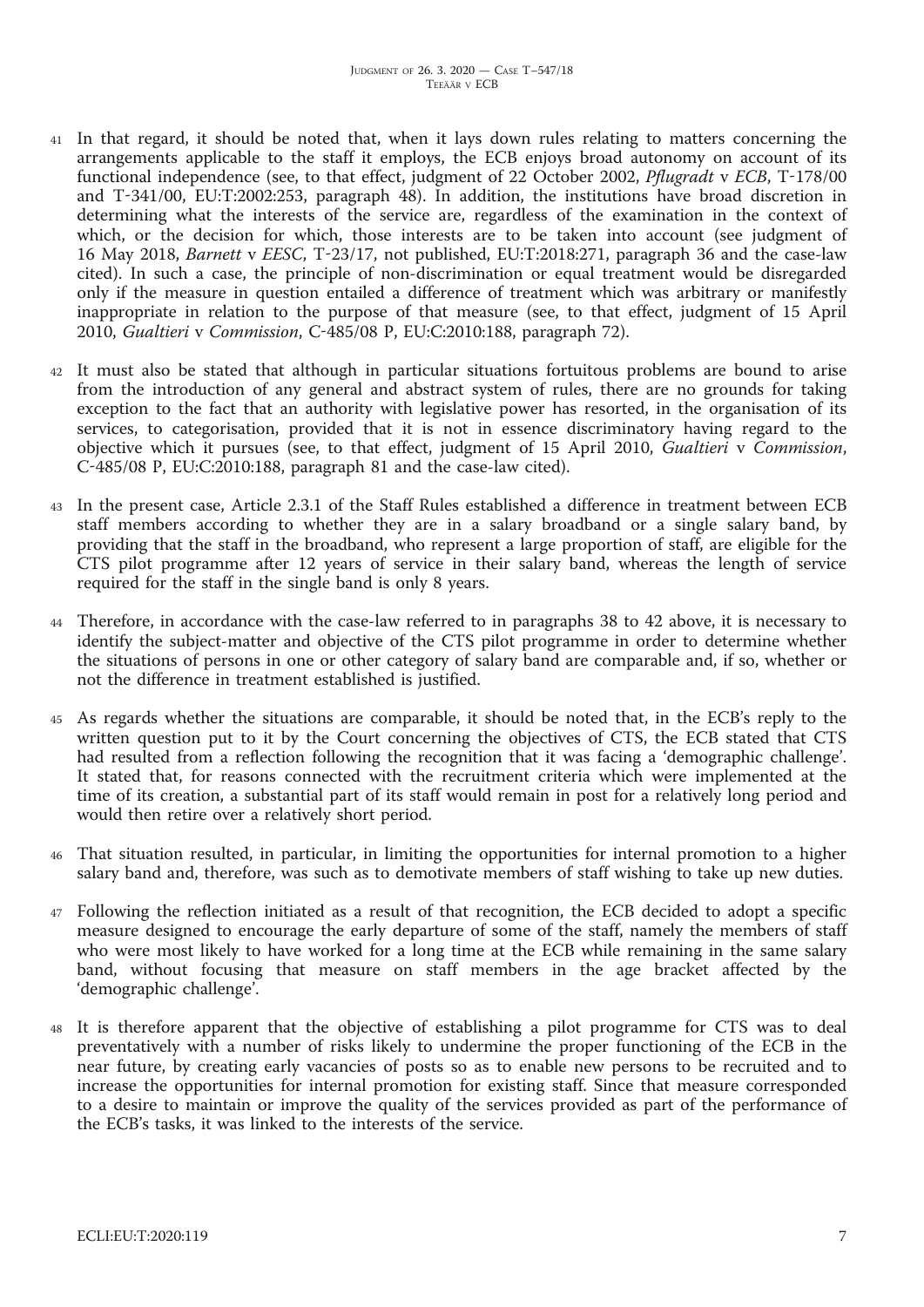41 In that regard, it should be noted that, when it lays down rules relating to matters concerning the arrangements applicable to the staff it employs, the ECB enjoys broad autonomy on account of its functional independence (see, to that effect, judgment of 22 October 2002, *Pflugradt* v *ECB*, T‑178/00 and T‑341/00, EU:T:2002:253, paragraph 48). In addition, the institutions have broad discretion in determining what the interests of the service are, regardless of the examination in the context of which, or the decision for which, those interests are to be taken into account (see judgment of 16 May 2018, *Barnett* v *EESC*, T‑23/17, not published, EU:T:2018:271, paragraph 36 and the case-law cited). In such a case, the principle of non-discrimination or equal treatment would be disregarded only if the measure in question entailed a difference of treatment which was arbitrary or manifestly inappropriate in relation to the purpose of that measure (see, to that effect, judgment of 15 April 2010, *Gualtieri* v *Commission*, C‑485/08 P, EU:C:2010:188, paragraph 72).

42 It must also be stated that although in particular situations fortuitous problems are bound to arise from the introduction of any general and abstract system of rules, there are no grounds for taking exception to the fact that an authority with legislative power has resorted, in the organisation of its services, to categorisation, provided that it is not in essence discriminatory having regard to the objective which it pursues (see, to that effect, judgment of 15 April 2010, *Gualtieri* v *Commission*, C‑485/08 P, EU:C:2010:188, paragraph 81 and the case-law cited).

43 In the present case, Article 2.3.1 of the Staff Rules established a difference in treatment between ECB staff members according to whether they are in a salary broadband or a single salary band, by providing that the staff in the broadband, who represent a large proportion of staff, are eligible for the CTS pilot programme after 12 years of service in their salary band, whereas the length of service required for the staff in the single band is only 8 years.

44 Therefore, in accordance with the case-law referred to in paragraphs 38 to 42 above, it is necessary to identify the subject-matter and objective of the CTS pilot programme in order to determine whether the situations of persons in one or other category of salary band are comparable and, if so, whether or not the difference in treatment established is justified.

45 As regards whether the situations are comparable, it should be noted that, in the ECB's reply to the written question put to it by the Court concerning the objectives of CTS, the ECB stated that CTS had resulted from a reflection following the recognition that it was facing a 'demographic challenge'. It stated that, for reasons connected with the recruitment criteria which were implemented at the time of its creation, a substantial part of its staff would remain in post for a relatively long period and would then retire over a relatively short period.

46 That situation resulted, in particular, in limiting the opportunities for internal promotion to a higher salary band and, therefore, was such as to demotivate members of staff wishing to take up new duties.

47 Following the reflection initiated as a result of that recognition, the ECB decided to adopt a specific measure designed to encourage the early departure of some of the staff, namely the members of staff who were most likely to have worked for a long time at the ECB while remaining in the same salary band, without focusing that measure on staff members in the age bracket affected by the 'demographic challenge'.

48 It is therefore apparent that the objective of establishing a pilot programme for CTS was to deal preventatively with a number of risks likely to undermine the proper functioning of the ECB in the near future, by creating early vacancies of posts so as to enable new persons to be recruited and to increase the opportunities for internal promotion for existing staff. Since that measure corresponded to a desire to maintain or improve the quality of the services provided as part of the performance of the ECB's tasks, it was linked to the interests of the service.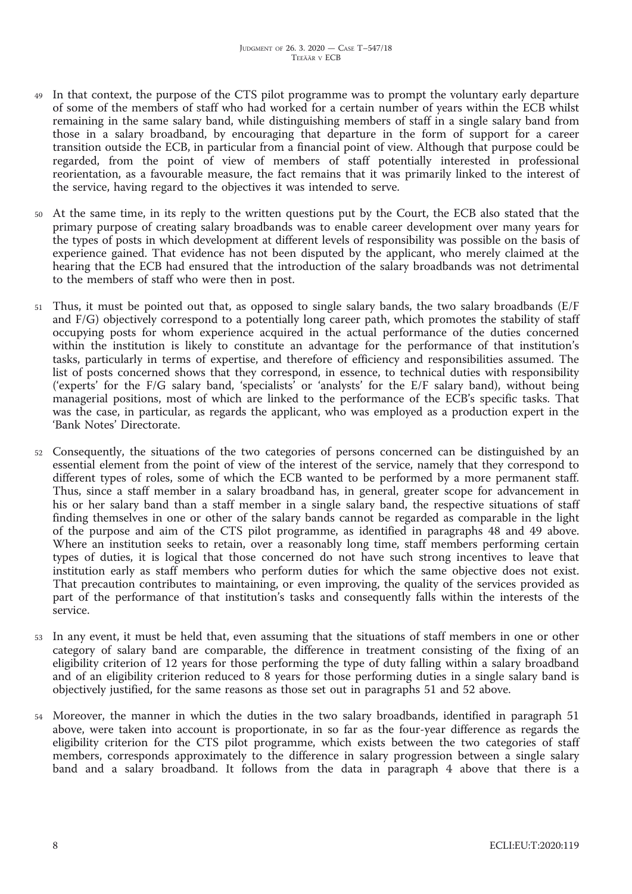49 In that context, the purpose of the CTS pilot programme was to prompt the voluntary early departure of some of the members of staff who had worked for a certain number of years within the ECB whilst remaining in the same salary band, while distinguishing members of staff in a single salary band from those in a salary broadband, by encouraging that departure in the form of support for a career transition outside the ECB, in particular from a financial point of view. Although that purpose could be regarded, from the point of view of members of staff potentially interested in professional reorientation, as a favourable measure, the fact remains that it was primarily linked to the interest of the service, having regard to the objectives it was intended to serve.

50 At the same time, in its reply to the written questions put by the Court, the ECB also stated that the primary purpose of creating salary broadbands was to enable career development over many years for the types of posts in which development at different levels of responsibility was possible on the basis of experience gained. That evidence has not been disputed by the applicant, who merely claimed at the hearing that the ECB had ensured that the introduction of the salary broadbands was not detrimental to the members of staff who were then in post.

51 Thus, it must be pointed out that, as opposed to single salary bands, the two salary broadbands (E/F and F/G) objectively correspond to a potentially long career path, which promotes the stability of staff occupying posts for whom experience acquired in the actual performance of the duties concerned within the institution is likely to constitute an advantage for the performance of that institution's tasks, particularly in terms of expertise, and therefore of efficiency and responsibilities assumed. The list of posts concerned shows that they correspond, in essence, to technical duties with responsibility ('experts' for the F/G salary band, 'specialists' or 'analysts' for the E/F salary band), without being managerial positions, most of which are linked to the performance of the ECB's specific tasks. That was the case, in particular, as regards the applicant, who was employed as a production expert in the 'Bank Notes' Directorate.

52 Consequently, the situations of the two categories of persons concerned can be distinguished by an essential element from the point of view of the interest of the service, namely that they correspond to different types of roles, some of which the ECB wanted to be performed by a more permanent staff. Thus, since a staff member in a salary broadband has, in general, greater scope for advancement in his or her salary band than a staff member in a single salary band, the respective situations of staff finding themselves in one or other of the salary bands cannot be regarded as comparable in the light of the purpose and aim of the CTS pilot programme, as identified in paragraphs 48 and 49 above. Where an institution seeks to retain, over a reasonably long time, staff members performing certain types of duties, it is logical that those concerned do not have such strong incentives to leave that institution early as staff members who perform duties for which the same objective does not exist. That precaution contributes to maintaining, or even improving, the quality of the services provided as part of the performance of that institution's tasks and consequently falls within the interests of the service.

53 In any event, it must be held that, even assuming that the situations of staff members in one or other category of salary band are comparable, the difference in treatment consisting of the fixing of an eligibility criterion of 12 years for those performing the type of duty falling within a salary broadband and of an eligibility criterion reduced to 8 years for those performing duties in a single salary band is objectively justified, for the same reasons as those set out in paragraphs 51 and 52 above.

54 Moreover, the manner in which the duties in the two salary broadbands, identified in paragraph 51 above, were taken into account is proportionate, in so far as the four-year difference as regards the eligibility criterion for the CTS pilot programme, which exists between the two categories of staff members, corresponds approximately to the difference in salary progression between a single salary band and a salary broadband. It follows from the data in paragraph 4 above that there is a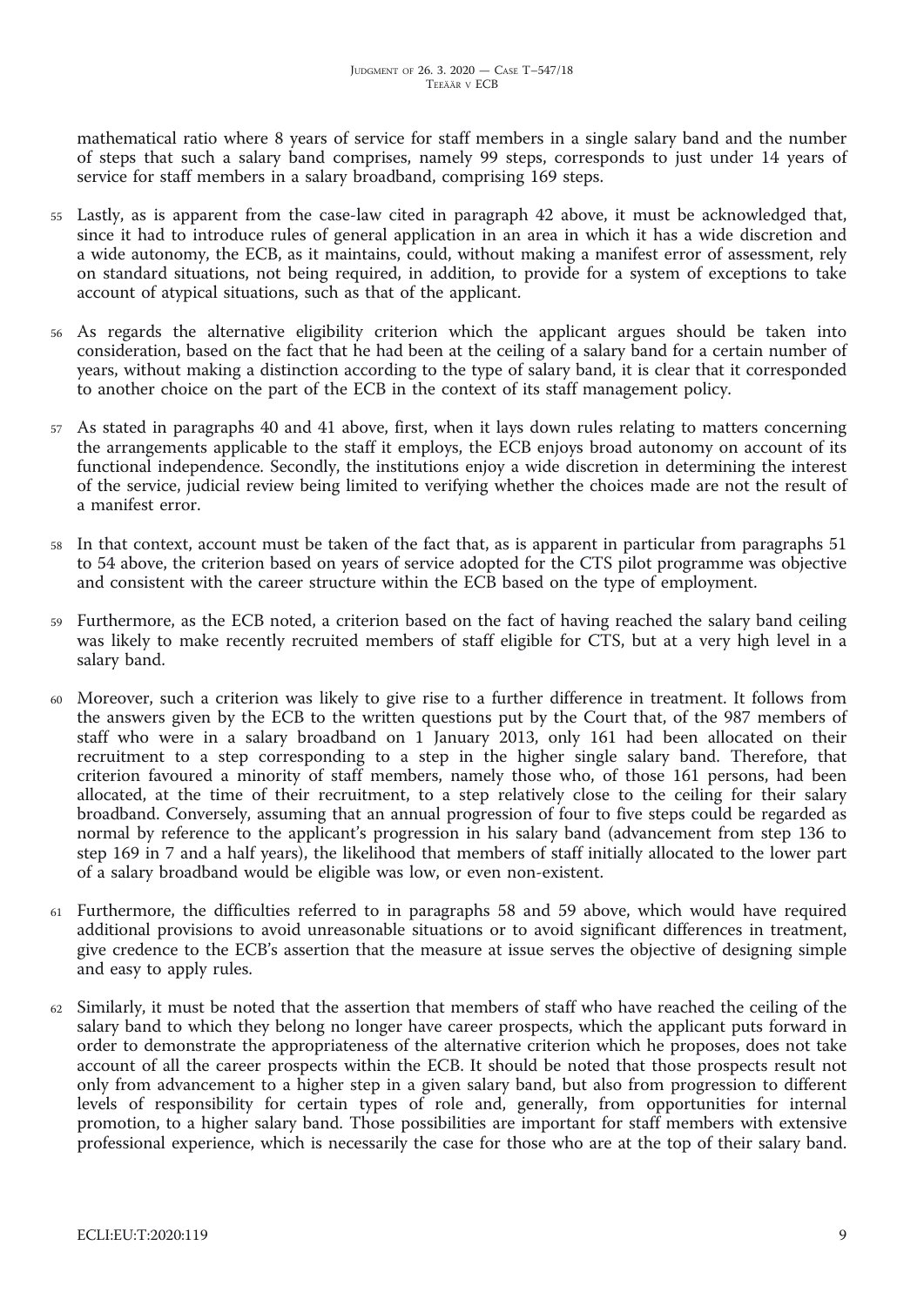mathematical ratio where 8 years of service for staff members in a single salary band and the number of steps that such a salary band comprises, namely 99 steps, corresponds to just under 14 years of service for staff members in a salary broadband, comprising 169 steps.

55 Lastly, as is apparent from the case-law cited in paragraph 42 above, it must be acknowledged that, since it had to introduce rules of general application in an area in which it has a wide discretion and a wide autonomy, the ECB, as it maintains, could, without making a manifest error of assessment, rely on standard situations, not being required, in addition, to provide for a system of exceptions to take account of atypical situations, such as that of the applicant.

56 As regards the alternative eligibility criterion which the applicant argues should be taken into consideration, based on the fact that he had been at the ceiling of a salary band for a certain number of years, without making a distinction according to the type of salary band, it is clear that it corresponded to another choice on the part of the ECB in the context of its staff management policy.

57 As stated in paragraphs 40 and 41 above, first, when it lays down rules relating to matters concerning the arrangements applicable to the staff it employs, the ECB enjoys broad autonomy on account of its functional independence. Secondly, the institutions enjoy a wide discretion in determining the interest of the service, judicial review being limited to verifying whether the choices made are not the result of a manifest error.

58 In that context, account must be taken of the fact that, as is apparent in particular from paragraphs 51 to 54 above, the criterion based on years of service adopted for the CTS pilot programme was objective and consistent with the career structure within the ECB based on the type of employment.

59 Furthermore, as the ECB noted, a criterion based on the fact of having reached the salary band ceiling was likely to make recently recruited members of staff eligible for CTS, but at a very high level in a salary band.

60 Moreover, such a criterion was likely to give rise to a further difference in treatment. It follows from the answers given by the ECB to the written questions put by the Court that, of the 987 members of staff who were in a salary broadband on 1 January 2013, only 161 had been allocated on their recruitment to a step corresponding to a step in the higher single salary band. Therefore, that criterion favoured a minority of staff members, namely those who, of those 161 persons, had been allocated, at the time of their recruitment, to a step relatively close to the ceiling for their salary broadband. Conversely, assuming that an annual progression of four to five steps could be regarded as normal by reference to the applicant's progression in his salary band (advancement from step 136 to step 169 in 7 and a half years), the likelihood that members of staff initially allocated to the lower part of a salary broadband would be eligible was low, or even non-existent.

61 Furthermore, the difficulties referred to in paragraphs 58 and 59 above, which would have required additional provisions to avoid unreasonable situations or to avoid significant differences in treatment, give credence to the ECB's assertion that the measure at issue serves the objective of designing simple and easy to apply rules.

62 Similarly, it must be noted that the assertion that members of staff who have reached the ceiling of the salary band to which they belong no longer have career prospects, which the applicant puts forward in order to demonstrate the appropriateness of the alternative criterion which he proposes, does not take account of all the career prospects within the ECB. It should be noted that those prospects result not only from advancement to a higher step in a given salary band, but also from progression to different levels of responsibility for certain types of role and, generally, from opportunities for internal promotion, to a higher salary band. Those possibilities are important for staff members with extensive professional experience, which is necessarily the case for those who are at the top of their salary band.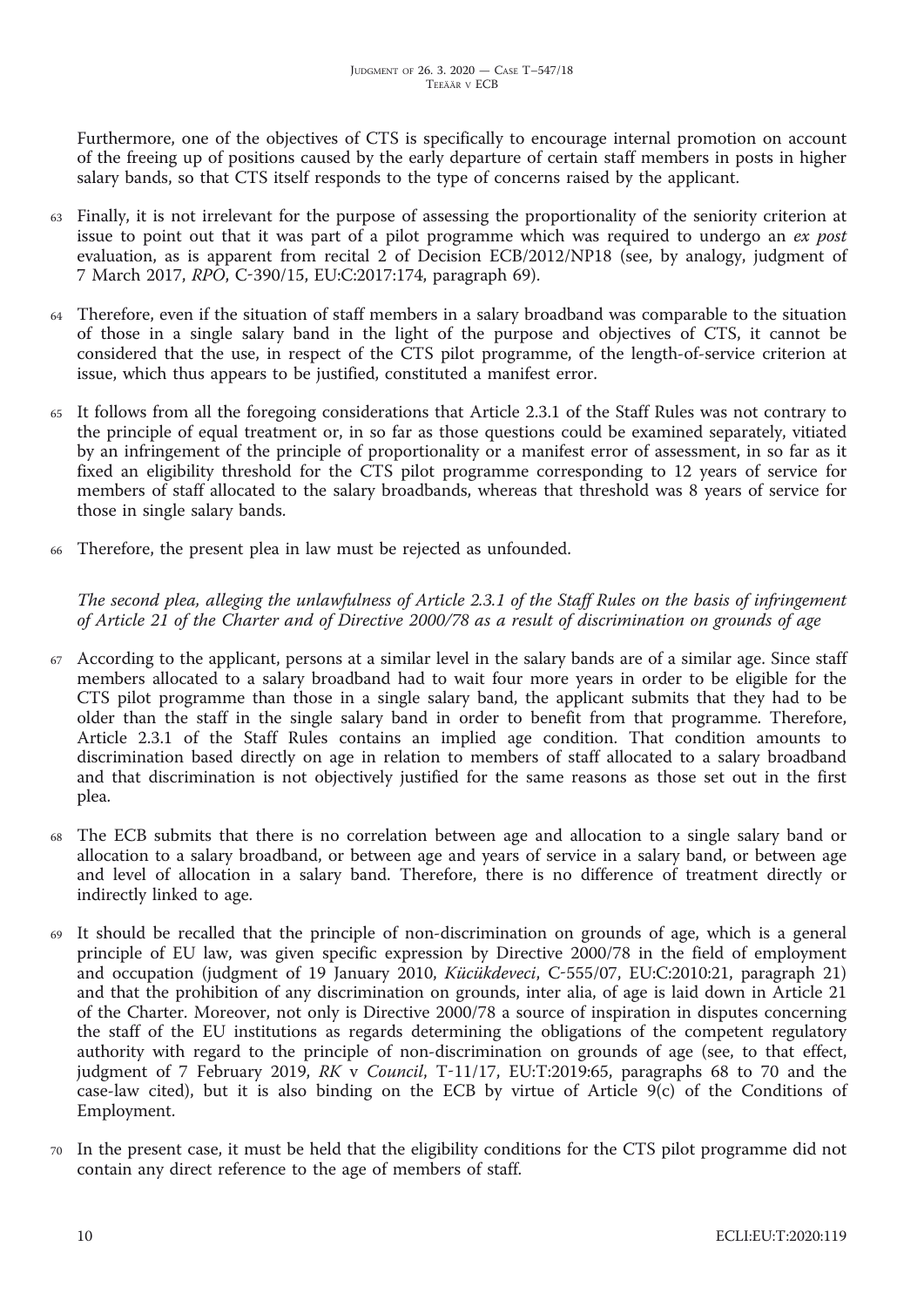Furthermore, one of the objectives of CTS is specifically to encourage internal promotion on account of the freeing up of positions caused by the early departure of certain staff members in posts in higher salary bands, so that CTS itself responds to the type of concerns raised by the applicant.

63 Finally, it is not irrelevant for the purpose of assessing the proportionality of the seniority criterion at issue to point out that it was part of a pilot programme which was required to undergo an *ex post* evaluation, as is apparent from recital 2 of Decision ECB/2012/NP18 (see, by analogy, judgment of 7 March 2017, *RPO*, C‑390/15, EU:C:2017:174, paragraph 69).

64 Therefore, even if the situation of staff members in a salary broadband was comparable to the situation of those in a single salary band in the light of the purpose and objectives of CTS, it cannot be considered that the use, in respect of the CTS pilot programme, of the length-of-service criterion at issue, which thus appears to be justified, constituted a manifest error.

65 It follows from all the foregoing considerations that Article 2.3.1 of the Staff Rules was not contrary to the principle of equal treatment or, in so far as those questions could be examined separately, vitiated by an infringement of the principle of proportionality or a manifest error of assessment, in so far as it fixed an eligibility threshold for the CTS pilot programme corresponding to 12 years of service for members of staff allocated to the salary broadbands, whereas that threshold was 8 years of service for those in single salary bands.

66 Therefore, the present plea in law must be rejected as unfounded.

*The second plea, alleging the unlawfulness of Article 2.3.1 of the Staff Rules on the basis of infringement of Article 21 of the Charter and of Directive 2000/78 as a result of discrimination on grounds of age*

67 According to the applicant, persons at a similar level in the salary bands are of a similar age. Since staff members allocated to a salary broadband had to wait four more years in order to be eligible for the CTS pilot programme than those in a single salary band, the applicant submits that they had to be older than the staff in the single salary band in order to benefit from that programme. Therefore, Article 2.3.1 of the Staff Rules contains an implied age condition. That condition amounts to discrimination based directly on age in relation to members of staff allocated to a salary broadband and that discrimination is not objectively justified for the same reasons as those set out in the first plea.

68 The ECB submits that there is no correlation between age and allocation to a single salary band or allocation to a salary broadband, or between age and years of service in a salary band, or between age and level of allocation in a salary band. Therefore, there is no difference of treatment directly or indirectly linked to age.

69 It should be recalled that the principle of non-discrimination on grounds of age, which is a general principle of EU law, was given specific expression by Directive 2000/78 in the field of employment and occupation (judgment of 19 January 2010, *Kücükdeveci*, C‑555/07, EU:C:2010:21, paragraph 21) and that the prohibition of any discrimination on grounds, inter alia, of age is laid down in Article 21 of the Charter. Moreover, not only is Directive 2000/78 a source of inspiration in disputes concerning the staff of the EU institutions as regards determining the obligations of the competent regulatory authority with regard to the principle of non-discrimination on grounds of age (see, to that effect, judgment of 7 February 2019, *RK* v *Council*, T‑11/17, EU:T:2019:65, paragraphs 68 to 70 and the case-law cited), but it is also binding on the ECB by virtue of Article 9(c) of the Conditions of Employment.

70 In the present case, it must be held that the eligibility conditions for the CTS pilot programme did not contain any direct reference to the age of members of staff.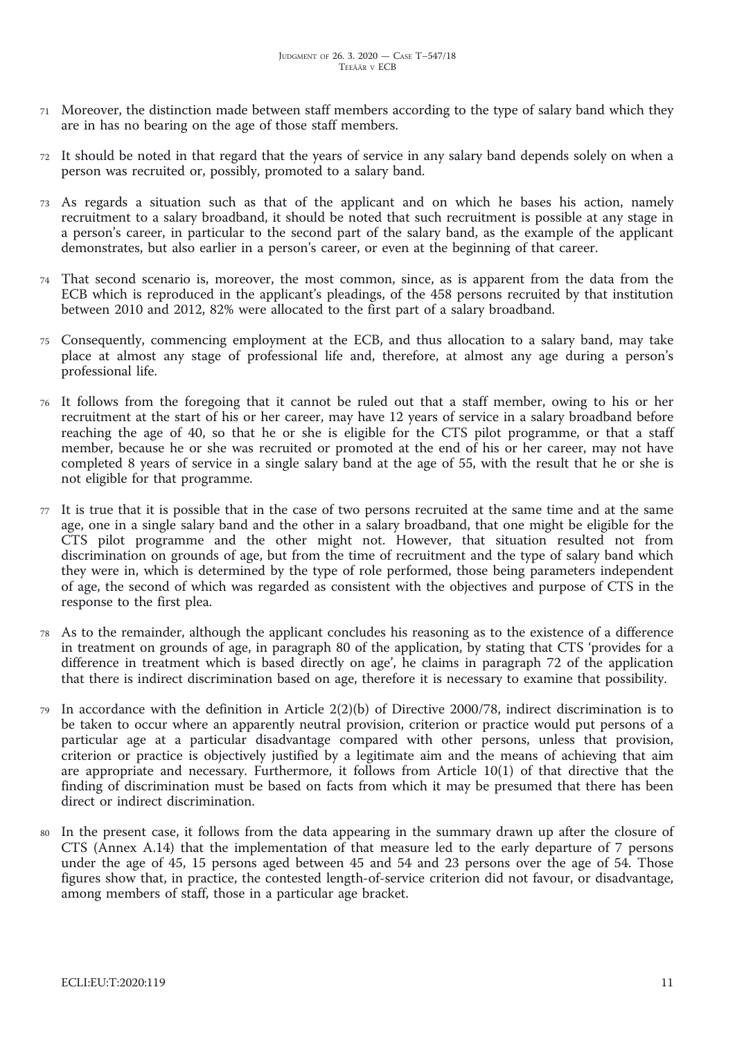71 Moreover, the distinction made between staff members according to the type of salary band which they are in has no bearing on the age of those staff members.

72 It should be noted in that regard that the years of service in any salary band depends solely on when a person was recruited or, possibly, promoted to a salary band.

73 As regards a situation such as that of the applicant and on which he bases his action, namely recruitment to a salary broadband, it should be noted that such recruitment is possible at any stage in a person's career, in particular to the second part of the salary band, as the example of the applicant demonstrates, but also earlier in a person's career, or even at the beginning of that career.

74 That second scenario is, moreover, the most common, since, as is apparent from the data from the ECB which is reproduced in the applicant's pleadings, of the 458 persons recruited by that institution between 2010 and 2012, 82% were allocated to the first part of a salary broadband.

75 Consequently, commencing employment at the ECB, and thus allocation to a salary band, may take place at almost any stage of professional life and, therefore, at almost any age during a person's professional life.

76 It follows from the foregoing that it cannot be ruled out that a staff member, owing to his or her recruitment at the start of his or her career, may have 12 years of service in a salary broadband before reaching the age of 40, so that he or she is eligible for the CTS pilot programme, or that a staff member, because he or she was recruited or promoted at the end of his or her career, may not have completed 8 years of service in a single salary band at the age of 55, with the result that he or she is not eligible for that programme.

77 It is true that it is possible that in the case of two persons recruited at the same time and at the same age, one in a single salary band and the other in a salary broadband, that one might be eligible for the CTS pilot programme and the other might not. However, that situation resulted not from discrimination on grounds of age, but from the time of recruitment and the type of salary band which they were in, which is determined by the type of role performed, those being parameters independent of age, the second of which was regarded as consistent with the objectives and purpose of CTS in the response to the first plea.

78 As to the remainder, although the applicant concludes his reasoning as to the existence of a difference in treatment on grounds of age, in paragraph 80 of the application, by stating that CTS 'provides for a difference in treatment which is based directly on age', he claims in paragraph 72 of the application that there is indirect discrimination based on age, therefore it is necessary to examine that possibility.

79 In accordance with the definition in Article 2(2)(b) of Directive 2000/78, indirect discrimination is to be taken to occur where an apparently neutral provision, criterion or practice would put persons of a particular age at a particular disadvantage compared with other persons, unless that provision, criterion or practice is objectively justified by a legitimate aim and the means of achieving that aim are appropriate and necessary. Furthermore, it follows from Article 10(1) of that directive that the finding of discrimination must be based on facts from which it may be presumed that there has been direct or indirect discrimination.

80 In the present case, it follows from the data appearing in the summary drawn up after the closure of CTS (Annex A.14) that the implementation of that measure led to the early departure of 7 persons under the age of 45, 15 persons aged between 45 and 54 and 23 persons over the age of 54. Those figures show that, in practice, the contested length-of-service criterion did not favour, or disadvantage, among members of staff, those in a particular age bracket.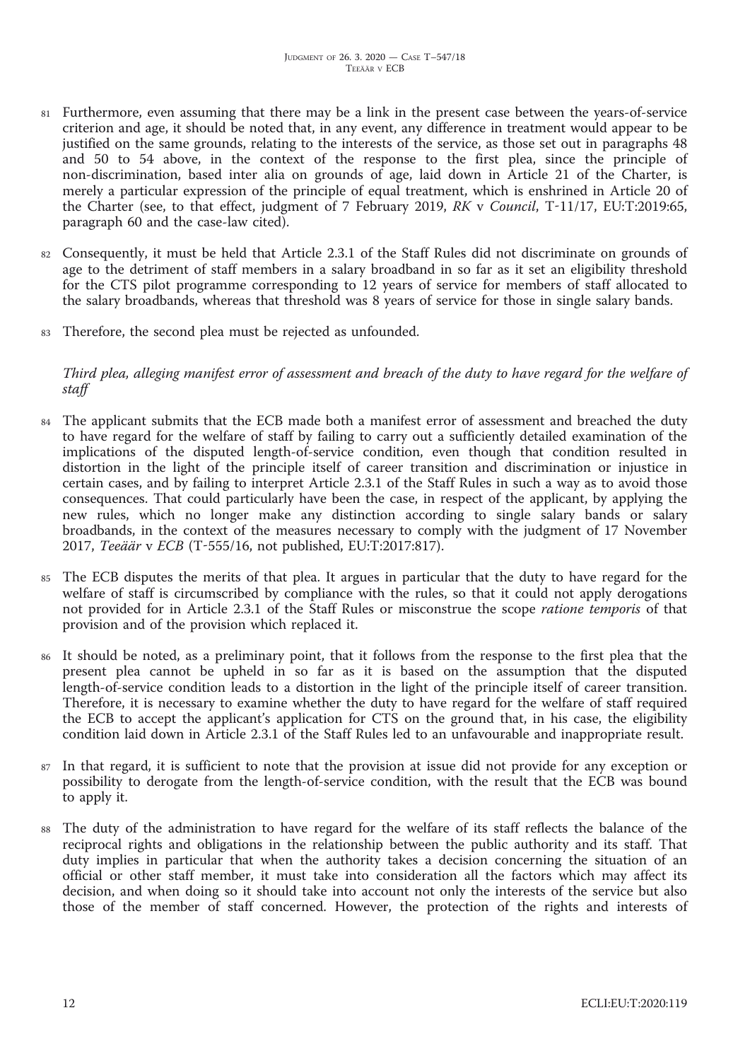81 Furthermore, even assuming that there may be a link in the present case between the years-of-service criterion and age, it should be noted that, in any event, any difference in treatment would appear to be justified on the same grounds, relating to the interests of the service, as those set out in paragraphs 48 and 50 to 54 above, in the context of the response to the first plea, since the principle of non-discrimination, based inter alia on grounds of age, laid down in Article 21 of the Charter, is merely a particular expression of the principle of equal treatment, which is enshrined in Article 20 of the Charter (see, to that effect, judgment of 7 February 2019, *RK* v *Council*, T-11/17, EU:T:2019:65, paragraph 60 and the case-law cited).

82 Consequently, it must be held that Article 2.3.1 of the Staff Rules did not discriminate on grounds of age to the detriment of staff members in a salary broadband in so far as it set an eligibility threshold for the CTS pilot programme corresponding to 12 years of service for members of staff allocated to the salary broadbands, whereas that threshold was 8 years of service for those in single salary bands.

83 Therefore, the second plea must be rejected as unfounded.

*Third plea, alleging manifest error of assessment and breach of the duty to have regard for the welfare of staff*

84 The applicant submits that the ECB made both a manifest error of assessment and breached the duty to have regard for the welfare of staff by failing to carry out a sufficiently detailed examination of the implications of the disputed length-of-service condition, even though that condition resulted in distortion in the light of the principle itself of career transition and discrimination or injustice in certain cases, and by failing to interpret Article 2.3.1 of the Staff Rules in such a way as to avoid those consequences. That could particularly have been the case, in respect of the applicant, by applying the new rules, which no longer make any distinction according to single salary bands or salary broadbands, in the context of the measures necessary to comply with the judgment of 17 November 2017, *Teeäär* v *ECB* (T-555/16, not published, EU:T:2017:817).

85 The ECB disputes the merits of that plea. It argues in particular that the duty to have regard for the welfare of staff is circumscribed by compliance with the rules, so that it could not apply derogations not provided for in Article 2.3.1 of the Staff Rules or misconstrue the scope *ratione temporis* of that provision and of the provision which replaced it.

86 It should be noted, as a preliminary point, that it follows from the response to the first plea that the present plea cannot be upheld in so far as it is based on the assumption that the disputed length-of-service condition leads to a distortion in the light of the principle itself of career transition. Therefore, it is necessary to examine whether the duty to have regard for the welfare of staff required the ECB to accept the applicant's application for CTS on the ground that, in his case, the eligibility condition laid down in Article 2.3.1 of the Staff Rules led to an unfavourable and inappropriate result.

87 In that regard, it is sufficient to note that the provision at issue did not provide for any exception or possibility to derogate from the length-of-service condition, with the result that the ECB was bound to apply it.

88 The duty of the administration to have regard for the welfare of its staff reflects the balance of the reciprocal rights and obligations in the relationship between the public authority and its staff. That duty implies in particular that when the authority takes a decision concerning the situation of an official or other staff member, it must take into consideration all the factors which may affect its decision, and when doing so it should take into account not only the interests of the service but also those of the member of staff concerned. However, the protection of the rights and interests of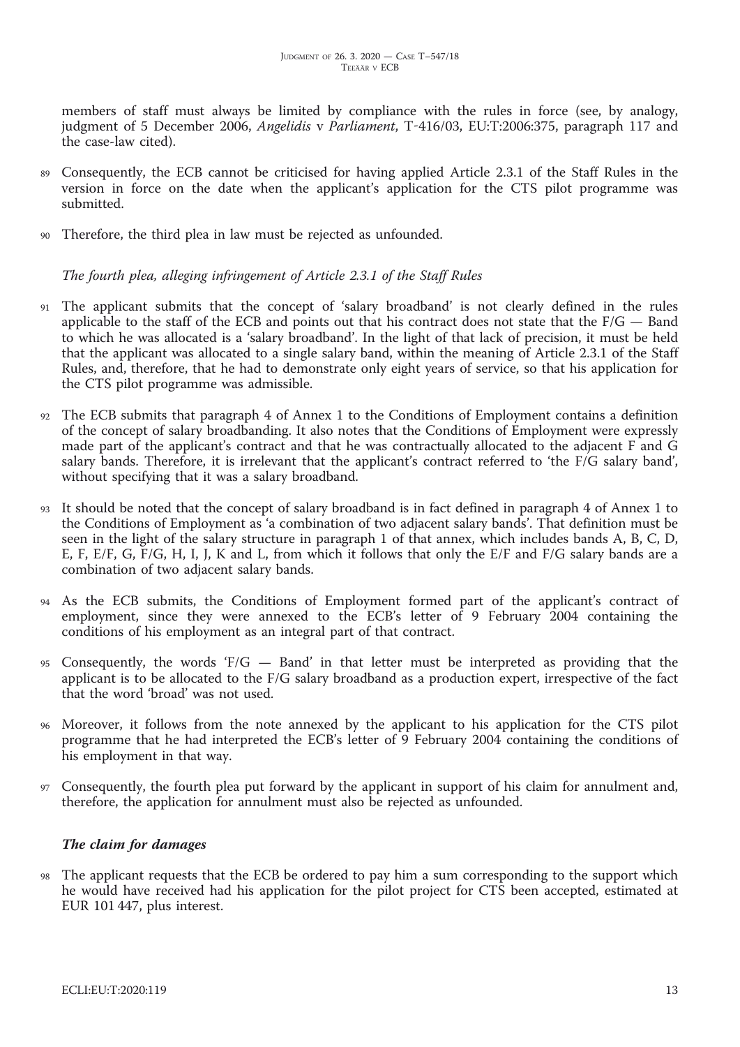members of staff must always be limited by compliance with the rules in force (see, by analogy, judgment of 5 December 2006, *Angelidis* v *Parliament*, T-416/03, EU:T:2006:375, paragraph 117 and the case-law cited).

89 Consequently, the ECB cannot be criticised for having applied Article 2.3.1 of the Staff Rules in the version in force on the date when the applicant's application for the CTS pilot programme was submitted.

90 Therefore, the third plea in law must be rejected as unfounded.

*The fourth plea, alleging infringement of Article 2.3.1 of the Staff Rules*

91 The applicant submits that the concept of 'salary broadband' is not clearly defined in the rules applicable to the staff of the ECB and points out that his contract does not state that the F/G — Band to which he was allocated is a 'salary broadband'. In the light of that lack of precision, it must be held that the applicant was allocated to a single salary band, within the meaning of Article 2.3.1 of the Staff Rules, and, therefore, that he had to demonstrate only eight years of service, so that his application for the CTS pilot programme was admissible.

92 The ECB submits that paragraph 4 of Annex 1 to the Conditions of Employment contains a definition of the concept of salary broadbanding. It also notes that the Conditions of Employment were expressly made part of the applicant's contract and that he was contractually allocated to the adjacent F and G salary bands. Therefore, it is irrelevant that the applicant's contract referred to 'the F/G salary band', without specifying that it was a salary broadband.

93 It should be noted that the concept of salary broadband is in fact defined in paragraph 4 of Annex 1 to the Conditions of Employment as 'a combination of two adjacent salary bands'. That definition must be seen in the light of the salary structure in paragraph 1 of that annex, which includes bands A, B, C, D, E, F, E/F, G, F/G, H, I, J, K and L, from which it follows that only the E/F and F/G salary bands are a combination of two adjacent salary bands.

94 As the ECB submits, the Conditions of Employment formed part of the applicant's contract of employment, since they were annexed to the ECB's letter of 9 February 2004 containing the conditions of his employment as an integral part of that contract.

95 Consequently, the words 'F/G — Band' in that letter must be interpreted as providing that the applicant is to be allocated to the F/G salary broadband as a production expert, irrespective of the fact that the word 'broad' was not used.

96 Moreover, it follows from the note annexed by the applicant to his application for the CTS pilot programme that he had interpreted the ECB's letter of 9 February 2004 containing the conditions of his employment in that way.

97 Consequently, the fourth plea put forward by the applicant in support of his claim for annulment and, therefore, the application for annulment must also be rejected as unfounded.

***The claim for damages***

98 The applicant requests that the ECB be ordered to pay him a sum corresponding to the support which he would have received had his application for the pilot project for CTS been accepted, estimated at EUR 101 447, plus interest.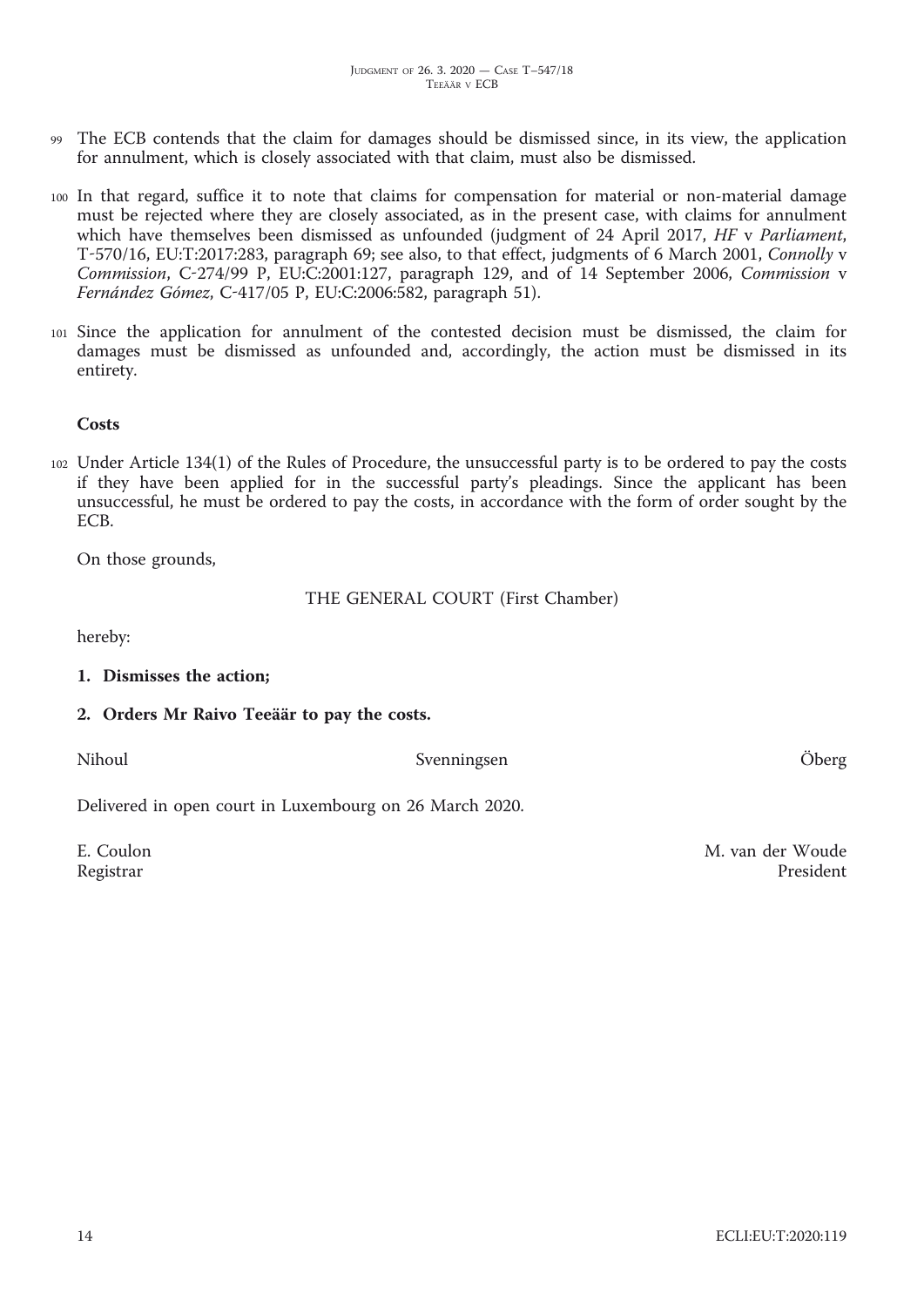99 The ECB contends that the claim for damages should be dismissed since, in its view, the application for annulment, which is closely associated with that claim, must also be dismissed.

100 In that regard, suffice it to note that claims for compensation for material or non-material damage must be rejected where they are closely associated, as in the present case, with claims for annulment which have themselves been dismissed as unfounded (judgment of 24 April 2017, *HF* v *Parliament*, T‑570/16, EU:T:2017:283, paragraph 69; see also, to that effect, judgments of 6 March 2001, *Connolly* v *Commission*, C‑274/99 P, EU:C:2001:127, paragraph 129, and of 14 September 2006, *Commission* v *Fernández Gómez*, C‑417/05 P, EU:C:2006:582, paragraph 51).

101 Since the application for annulment of the contested decision must be dismissed, the claim for damages must be dismissed as unfounded and, accordingly, the action must be dismissed in its entirety.

**Costs**

102 Under Article 134(1) of the Rules of Procedure, the unsuccessful party is to be ordered to pay the costs if they have been applied for in the successful party's pleadings. Since the applicant has been unsuccessful, he must be ordered to pay the costs, in accordance with the form of order sought by the ECB.

On those grounds,

THE GENERAL COURT (First Chamber)

hereby:

**1. Dismisses the action;**

**2. Orders Mr Raivo Teeäär to pay the costs.**

Nihoul Svenningsen Öberg

Delivered in open court in Luxembourg on 26 March 2020.

E. Coulon
Registrar

M. van der Woude
President